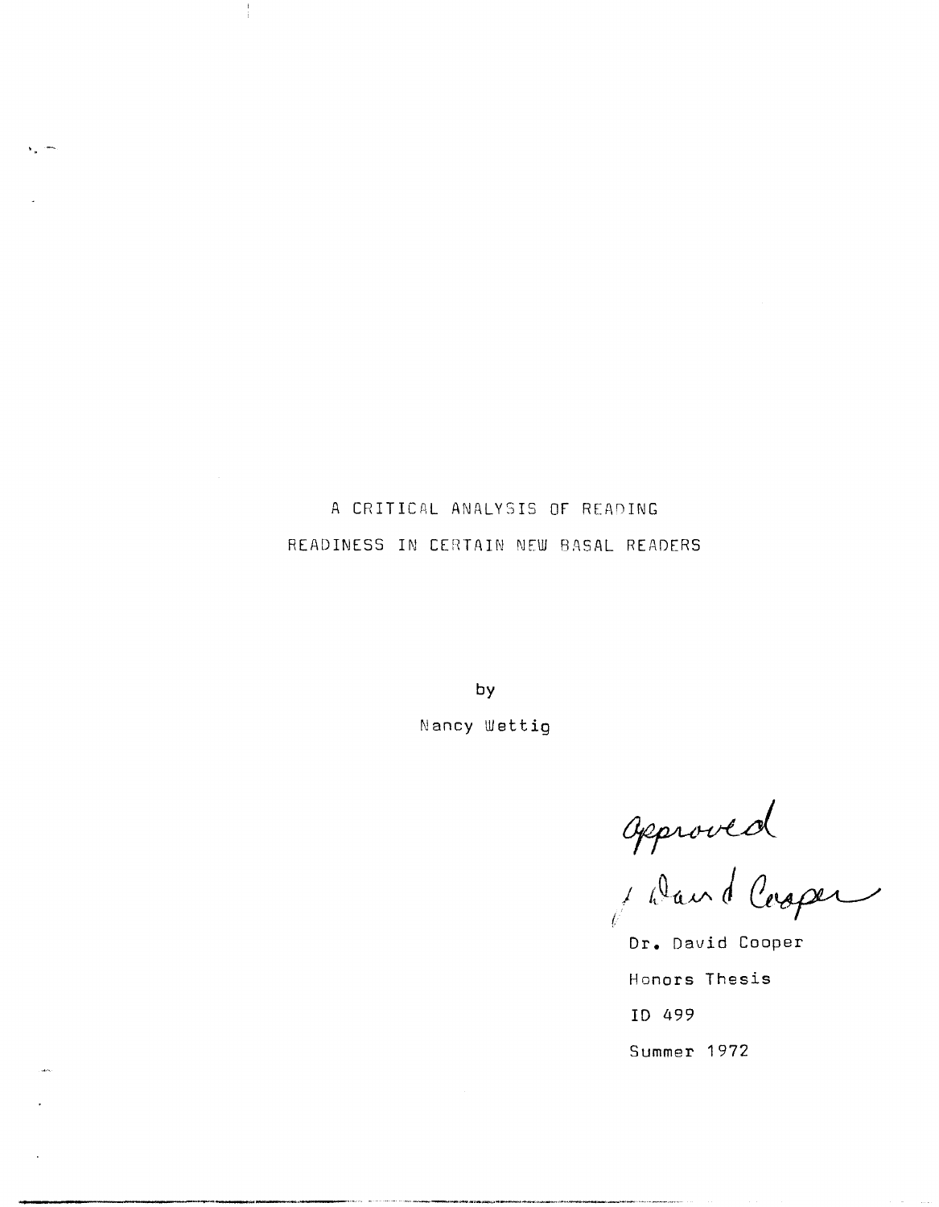# A CRITICAL ANALYSIS OF READING READINESS IN CERTAIN NEW BASAL READERS

by

Nancy Wettig

Approved
David Cooper

Dr. David Cooper

Honors Thesis

ID 499

Summer 1972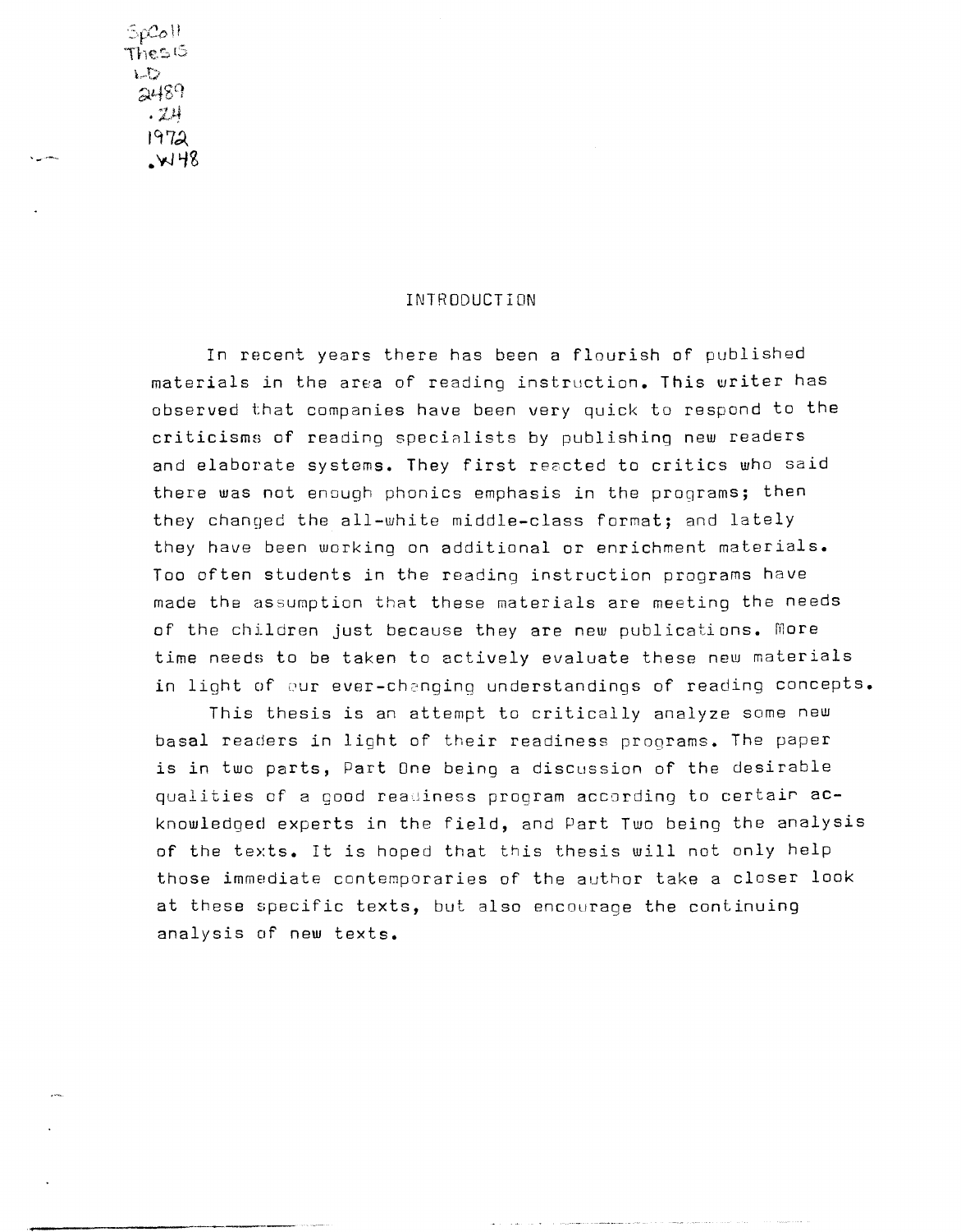SpColl Thesis LD 2489 .Z4 1972 .W48

# INTRODUCTION

In recent years there has been a flourish of published materials in the area of reading instruction. This writer has observed that companies have been very quick to respond to the criticisms of reading specialists by publishing new readers and elaborate systems. They first reacted to critics who said there was not enough phonics emphasis in the programs; then they changed the all-white middle-class format; and lately they have been working on additional or enrichment materials. Too often students in the reading instruction programs have made the assumption that these materials are meeting the needs of the children just because they are new publications. More time needs to be taken to actively evaluate these new materials in light of our ever-changing understandings of reading concepts.

This thesis is an attempt to critically analyze some new basal readers in light of their readiness programs. The paper is in two parts, Part One being a discussion of the desirable qualities of a good readiness program according to certain acknowledged experts in the field, and Part Two being the analysis of the texts. It is hoped that this thesis will not only help those immediate contemporaries of the author take a closer look at these specific texts, but also encourage the continuing analysis of new texts.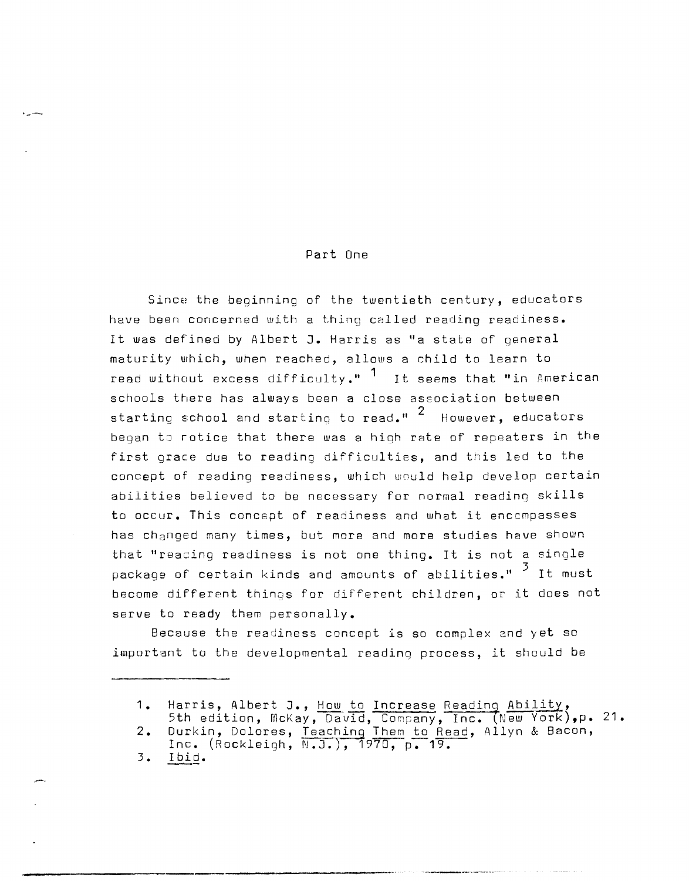## Part One

Since the beginning of the twentieth century, educators have been concerned with a thing called reading readiness. It was defined by Albert J. Harris as "a state of general maturity which, when reached, allows a child to learn to read without excess difficulty." [1] It seems that "in American schools there has always been a close association between starting school and starting to read." [2] However, educators began to notice that there was a high rate of repeaters in the first grade due to reading difficulties, and this led to the concept of reading readiness, which would help develop certain abilities believed to be necessary for normal reading skills to occur. This concept of readiness and what it encompasses has changed many times, but more and more studies have shown that "reading readiness is not one thing. It is not a single package of certain kinds and amounts of abilities." [3] It must become different things for different children, or it does not serve to ready them personally.

Because the readiness concept is so complex and yet so important to the developmental reading process, it should be

---

1. Harris, Albert J., How to Increase Reading Ability, 5th edition, McKay, David, Company, Inc. (New York), p. 21.
2. Durkin, Dolores, Teaching Them to Read, Allyn & Bacon, Inc. (Rockleigh, N.J.), 1970, p. 19.
3. Ibid.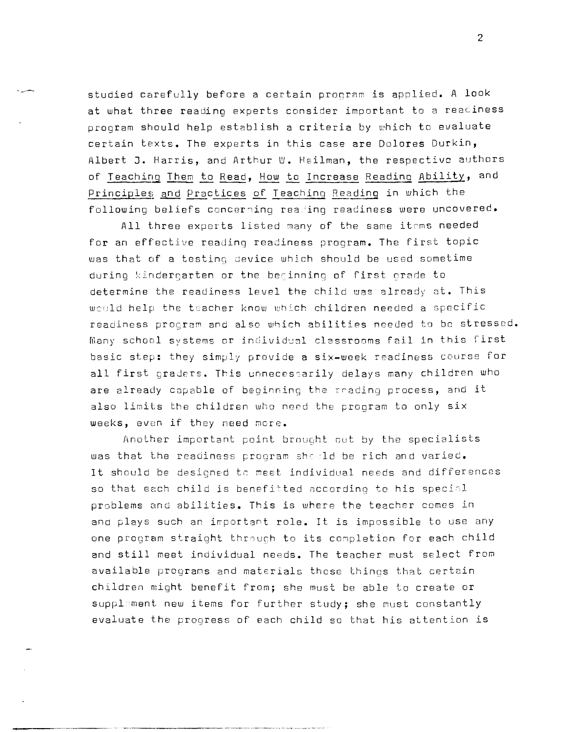studied carefully before a certain program is applied. A look at what three reading experts consider important to a readiness program should help establish a criteria by which to evaluate certain texts. The experts in this case are Dolores Durkin, Albert J. Harris, and Arthur W. Heilman, the respective authors of <u>Teaching Them to Read</u>, <u>How to Increase Reading Ability</u>, and <u>Principles and Practices of Teaching Reading</u> in which the following beliefs concerning reading readiness were uncovered.

All three experts listed many of the same items needed for an effective reading readiness program. The first topic was that of a testing device which should be used sometime during kindergarten or the beginning of first grade to determine the readiness level the child was already at. This would help the teacher know which children needed a specific readiness program and also which abilities needed to be stressed. Many school systems or individual classrooms fail in this first basic step: they simply provide a six-week readiness course for all first graders. This unnecessarily delays many children who are already capable of beginning the reading process, and it also limits the children who need the program to only six weeks, even if they need more.

Another important point brought out by the specialists was that the readiness program should be rich and varied. It should be designed to meet individual needs and differences so that each child is benefitted according to his special problems and abilities. This is where the teacher comes in and plays such an important role. It is impossible to use any one program straight through to its completion for each child and still meet individual needs. The teacher must select from available programs and materials those things that certain children might benefit from; she must be able to create or supplement new items for further study; she must constantly evaluate the progress of each child so that his attention is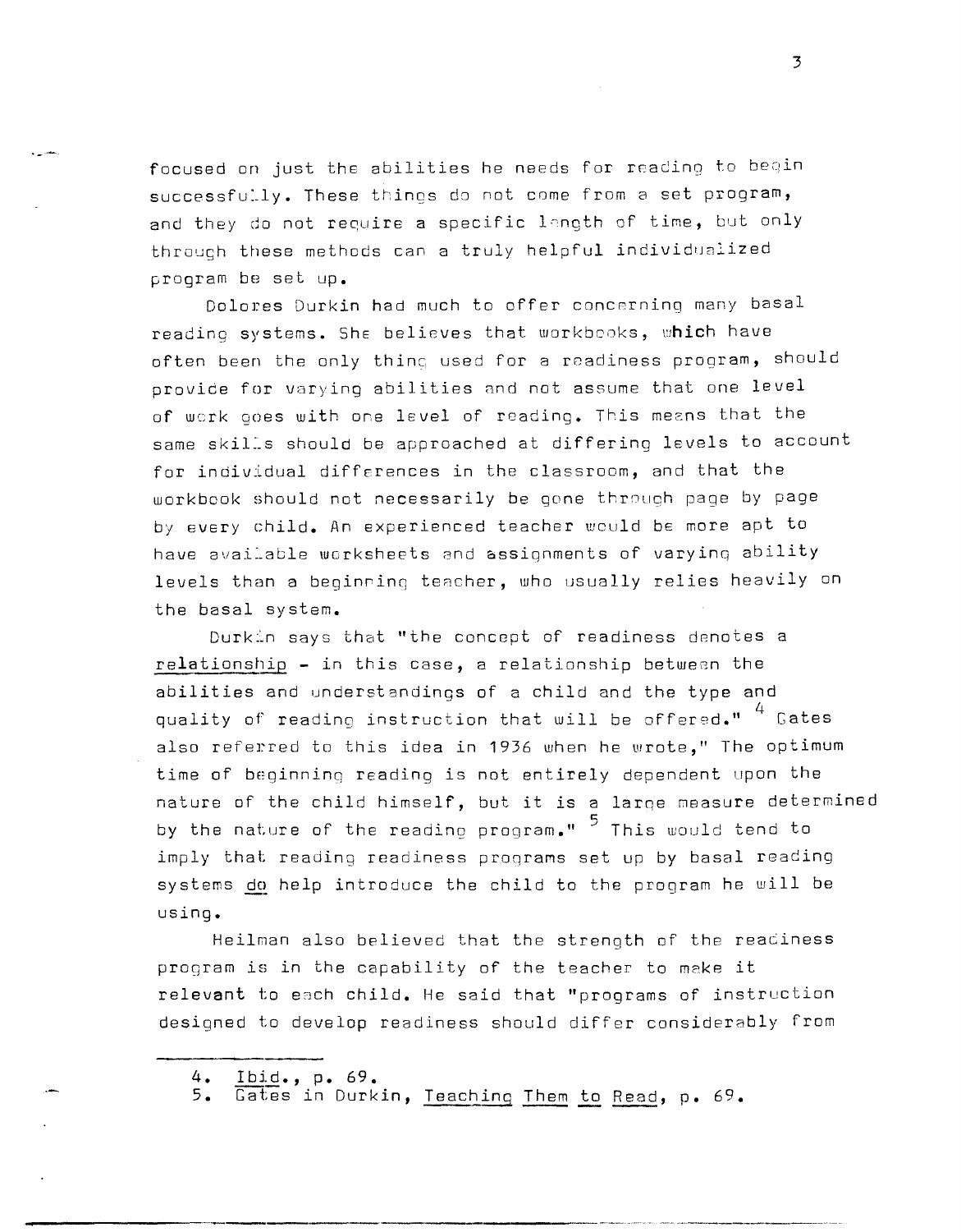focused on just the abilities he needs for reading to begin successfully. These things do not come from a set program, and they do not require a specific length of time, but only through these methods can a truly helpful individualized program be set up.

Dolores Durkin had much to offer concerning many basal reading systems. She believes that workbooks, which have often been the only thing used for a readiness program, should provide for varying abilities and not assume that one level of work goes with one level of reading. This means that the same skills should be approached at differing levels to account for individual differences in the classroom, and that the workbook should not necessarily be gone through page by page by every child. An experienced teacher would be more apt to have available worksheets and assignments of varying ability levels than a beginning teacher, who usually relies heavily on the basal system.

Durkin says that "the concept of readiness denotes a <u>relationship</u> - in this case, a relationship between the abilities and understandings of a child and the type and quality of reading instruction that will be offered." [4] Gates also referred to this idea in 1936 when he wrote," The optimum time of beginning reading is not entirely dependent upon the nature of the child himself, but it is a large measure determined by the nature of the reading program." [5] This would tend to imply that reading readiness programs set up by basal reading systems <u>do</u> help introduce the child to the program he will be using.

Heilman also believed that the strength of the readiness program is in the capability of the teacher to make it relevant to each child. He said that "programs of instruction designed to develop readiness should differ considerably from

---

4. <u>Ibid.</u>, p. 69.
5. Gates in Durkin, <u>Teaching Them to Read</u>, p. 69.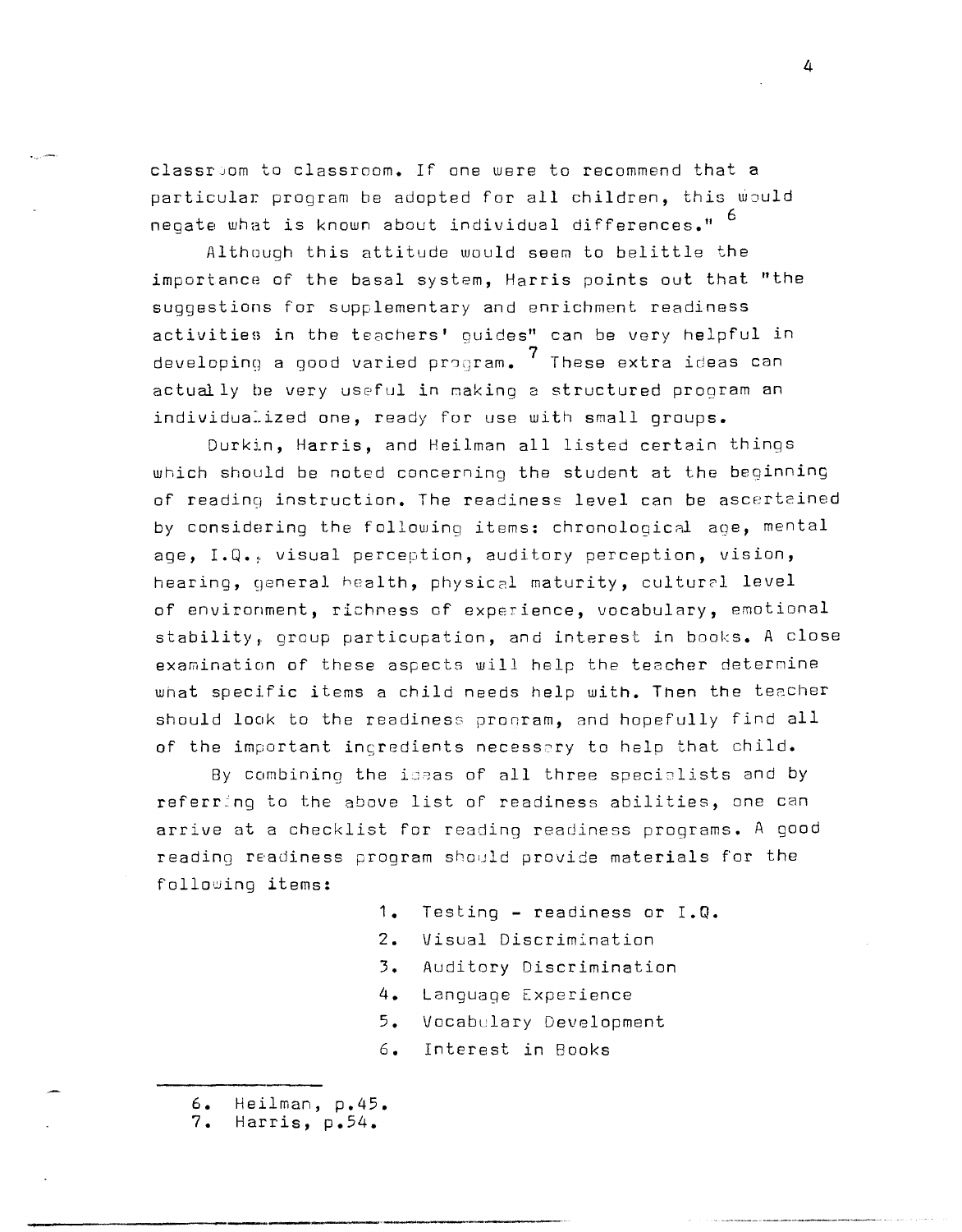classroom to classroom. If one were to recommend that a particular program be adopted for all children, this would negate what is known about individual differences."[6]

Although this attitude would seem to belittle the importance of the basal system, Harris points out that "the suggestions for supplementary and enrichment readiness activities in the teachers' guides" can be very helpful in developing a good varied program.[7] These extra ideas can actually be very useful in making a structured program an individualized one, ready for use with small groups.

Durkin, Harris, and Heilman all listed certain things which should be noted concerning the student at the beginning of reading instruction. The readiness level can be ascertained by considering the following items: chronological age, mental age, I.Q., visual perception, auditory perception, vision, hearing, general health, physical maturity, cultural level of environment, richness of experience, vocabulary, emotional stability, group particupation, and interest in books. A close examination of these aspects will help the teacher determine what specific items a child needs help with. Then the teacher should look to the readiness program, and hopefully find all of the important ingredients necessary to help that child.

By combining the ideas of all three specialists and by referring to the above list of readiness abilities, one can arrive at a checklist for reading readiness programs. A good reading readiness program should provide materials for the following items:

1. Testing - readiness or I.Q.
2. Visual Discrimination
3. Auditory Discrimination
4. Language Experience
5. Vocabulary Development
6. Interest in Books

---

6. Heilman, p.45.
7. Harris, p.54.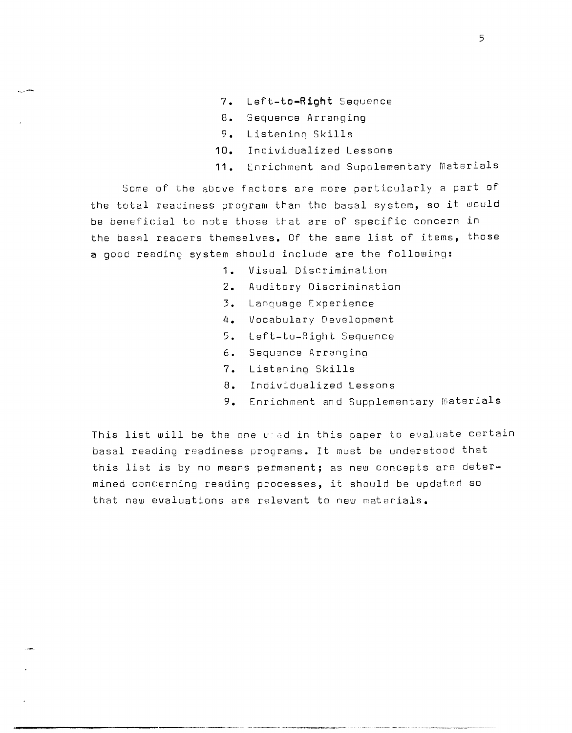7. Left-to-Right Sequence
8. Sequence Arranging
9. Listening Skills
10. Individualized Lessons
11. Enrichment and Supplementary Materials

Some of the above factors are more particularly a part of the total readiness program than the basal system, so it would be beneficial to note those that are of specific concern in the basal readers themselves. Of the same list of items, those a good reading system should include are the following:

1. Visual Discrimination
2. Auditory Discrimination
3. Language Experience
4. Vocabulary Development
5. Left-to-Right Sequence
6. Sequence Arranging
7. Listening Skills
8. Individualized Lessons
9. Enrichment and Supplementary Materials

This list will be the one used in this paper to evaluate certain basal reading readiness programs. It must be understood that this list is by no means permanent; as new concepts are determined concerning reading processes, it should be updated so that new evaluations are relevant to new materials.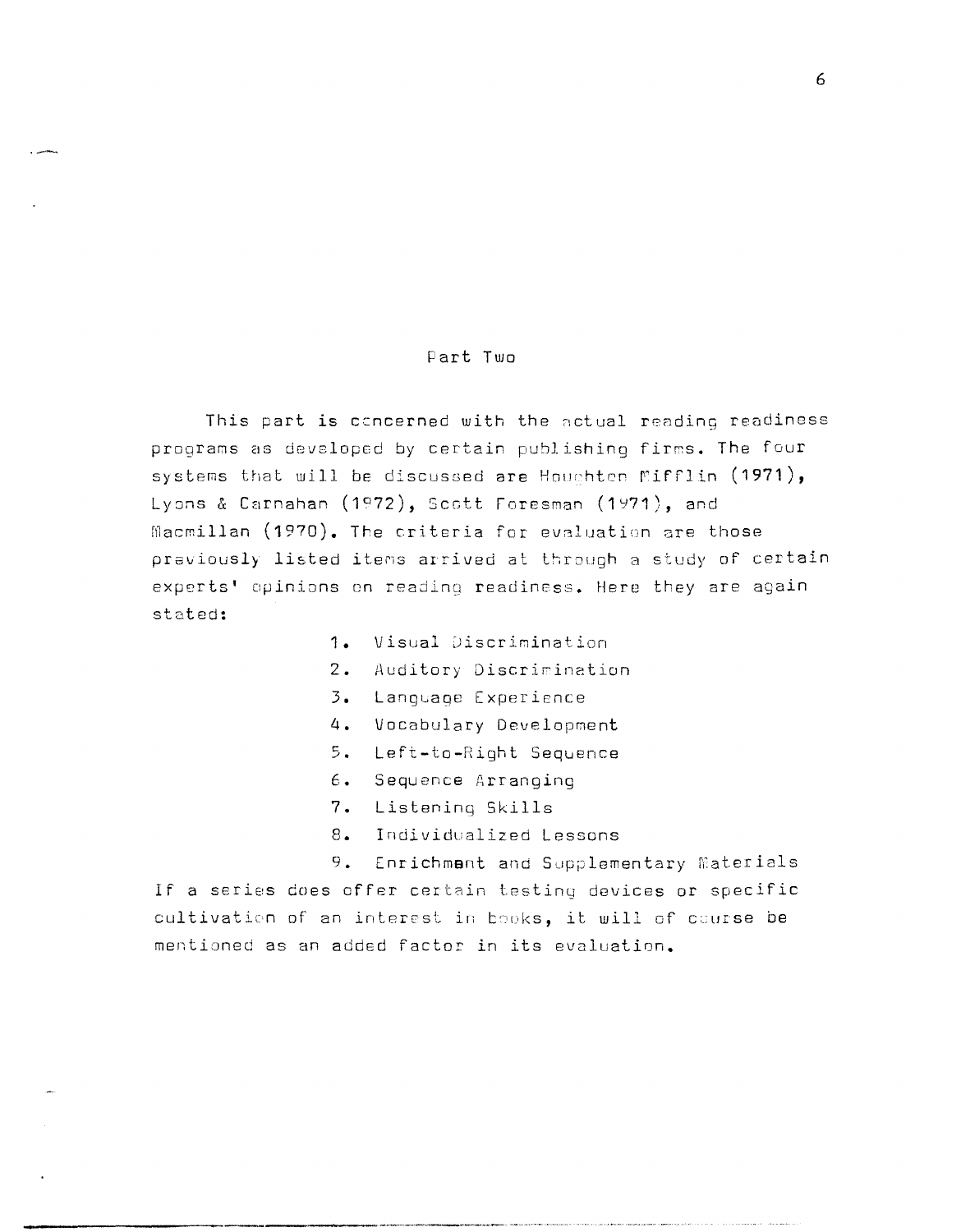## Part Two

This part is concerned with the actual reading readiness programs as developed by certain publishing firms. The four systems that will be discussed are Houghton Mifflin (1971), Lyons & Carnahan (1972), Scott Foresman (1971), and Macmillan (1970). The criteria for evaluation are those previously listed items arrived at through a study of certain experts' opinions on reading readiness. Here they are again stated:

1. Visual Discrimination
2. Auditory Discrimination
3. Language Experience
4. Vocabulary Development
5. Left-to-Right Sequence
6. Sequence Arranging
7. Listening Skills
8. Individualized Lessons
9. Enrichment and Supplementary Materials

If a series does offer certain testing devices or specific cultivation of an interest in books, it will of course be mentioned as an added factor in its evaluation.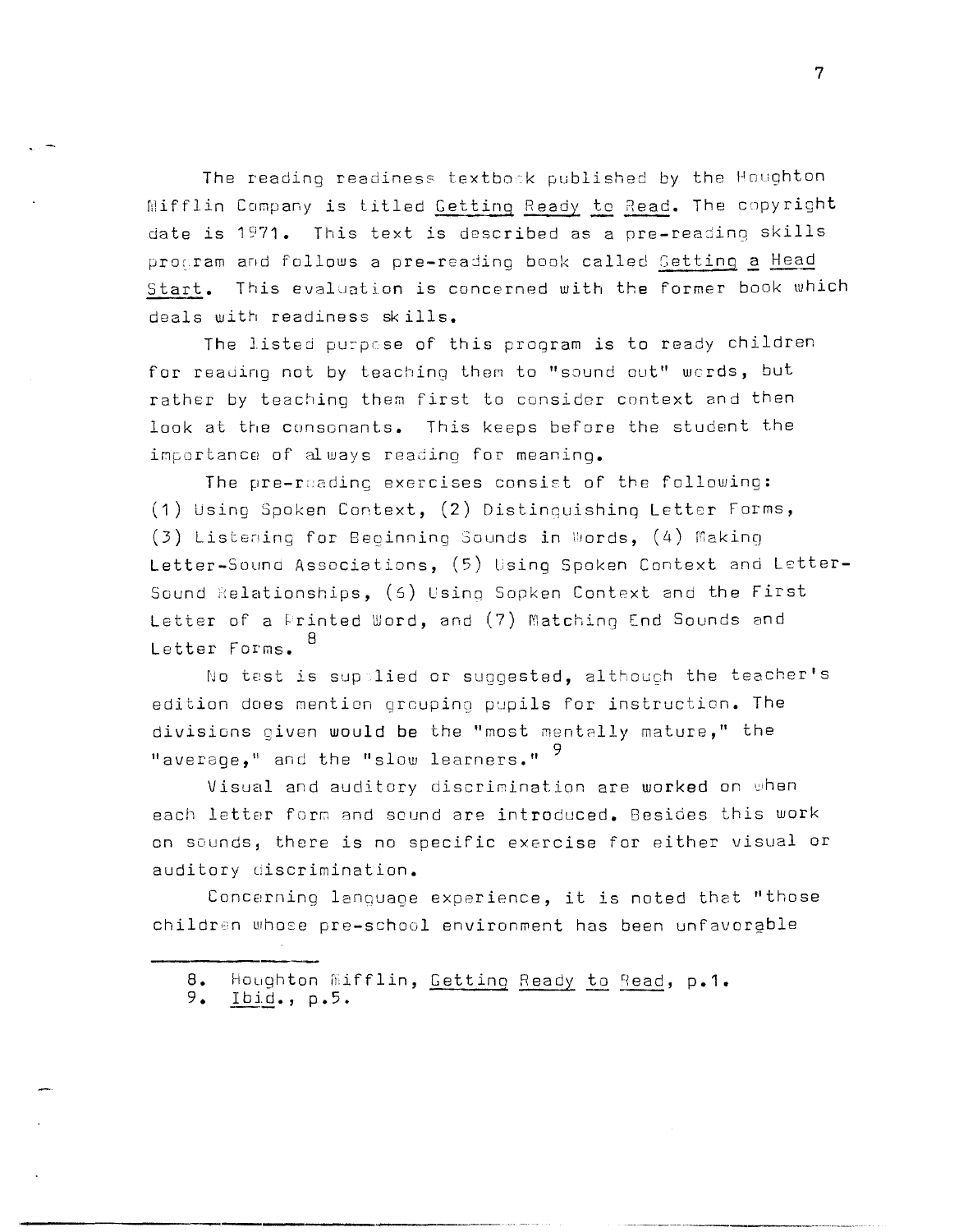The reading readiness textbook published by the Houghton Mifflin Company is titled Getting Ready to Read. The copyright date is 1971. This text is described as a pre-reading skills program and follows a pre-reading book called Getting a Head Start. This evaluation is concerned with the former book which deals with readiness skills.

The listed purpose of this program is to ready children for reading not by teaching them to "sound out" words, but rather by teaching them first to consider context and then look at the consonants. This keeps before the student the importance of always reading for meaning.

The pre-reading exercises consist of the following: (1) Using Spoken Context, (2) Distinguishing Letter Forms, (3) Listening for Beginning Sounds in Words, (4) Making Letter-Sound Associations, (5) Using Spoken Context and Letter-Sound Relationships, (6) Using Sopken Context and the First Letter of a Printed Word, and (7) Matching End Sounds and Letter Forms.[8]

No test is supplied or suggested, although the teacher's edition does mention grouping pupils for instruction. The divisions given would be the "most mentally mature," the "average," and the "slow learners."[9]

Visual and auditory discrimination are worked on when each letter form and sound are introduced. Besides this work on sounds, there is no specific exercise for either visual or auditory discrimination.

Concerning language experience, it is noted that "those children whose pre-school environment has been unfavorable

---

8. Houghton Mifflin, Getting Ready to Read, p.1.
9. Ibid., p.5.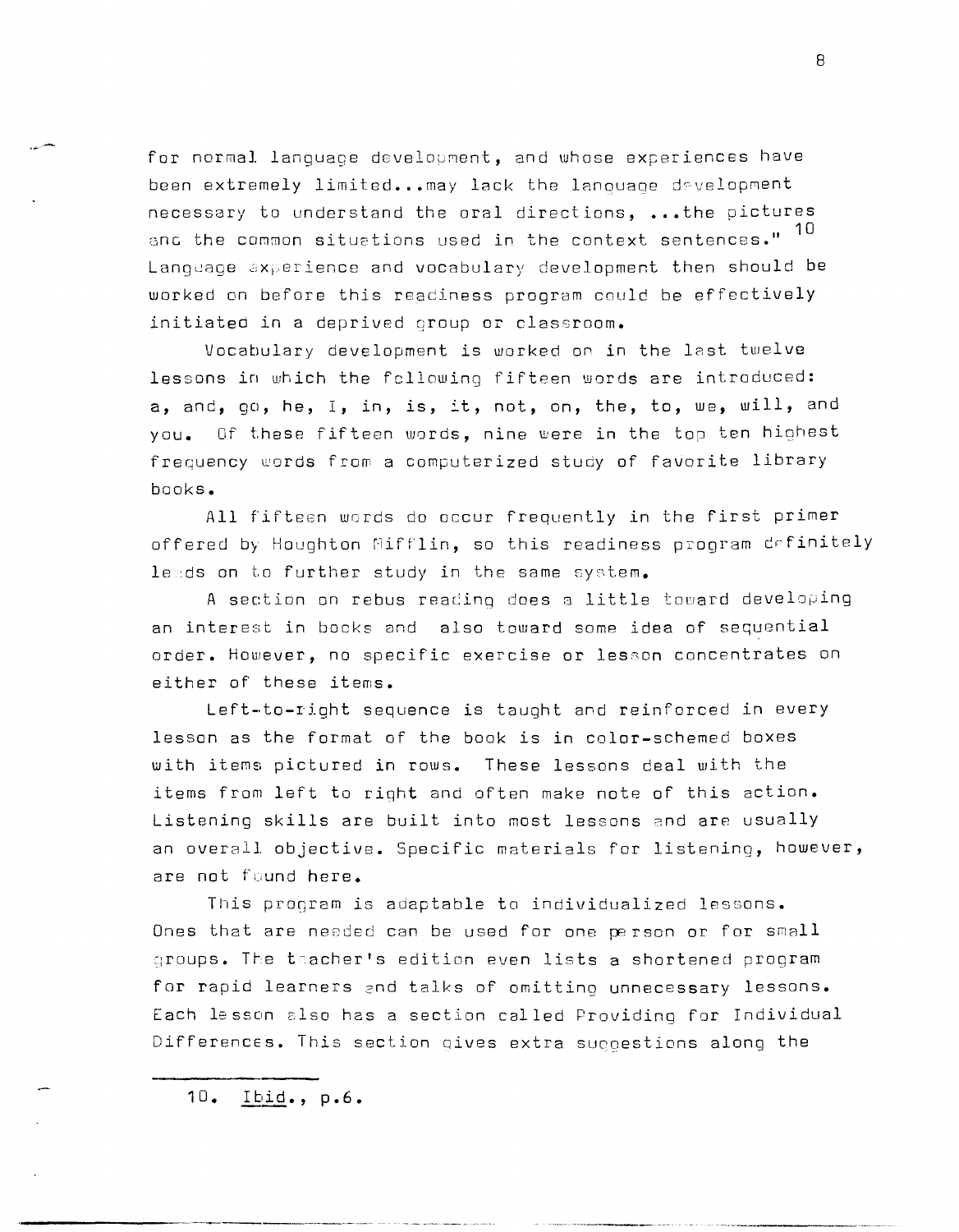for normal language development, and whose experiences have been extremely limited...may lack the language development necessary to understand the oral directions, ...the pictures and the common situations used in the context sentences."[10] Language experience and vocabulary development then should be worked on before this readiness program could be effectively initiated in a deprived group or classroom.

Vocabulary development is worked on in the last twelve lessons in which the following fifteen words are introduced: a, and, go, he, I, in, is, it, not, on, the, to, we, will, and you. Of these fifteen words, nine were in the top ten highest frequency words from a computerized study of favorite library books.

All fifteen words do occur frequently in the first primer offered by Houghton Mifflin, so this readiness program definitely leads on to further study in the same system.

A section on rebus reading does a little toward developing an interest in books and also toward some idea of sequential order. However, no specific exercise or lesson concentrates on either of these items.

Left-to-right sequence is taught and reinforced in every lesson as the format of the book is in color-schemed boxes with items pictured in rows. These lessons deal with the items from left to right and often make note of this action. Listening skills are built into most lessons and are usually an overall objective. Specific materials for listening, however, are not found here.

This program is adaptable to individualized lessons. Ones that are needed can be used for one person or for small groups. The teacher's edition even lists a shortened program for rapid learners and talks of omitting unnecessary lessons. Each lesson also has a section called Providing for Individual Differences. This section gives extra suggestions along the

---

10. *Ibid.*, p.6.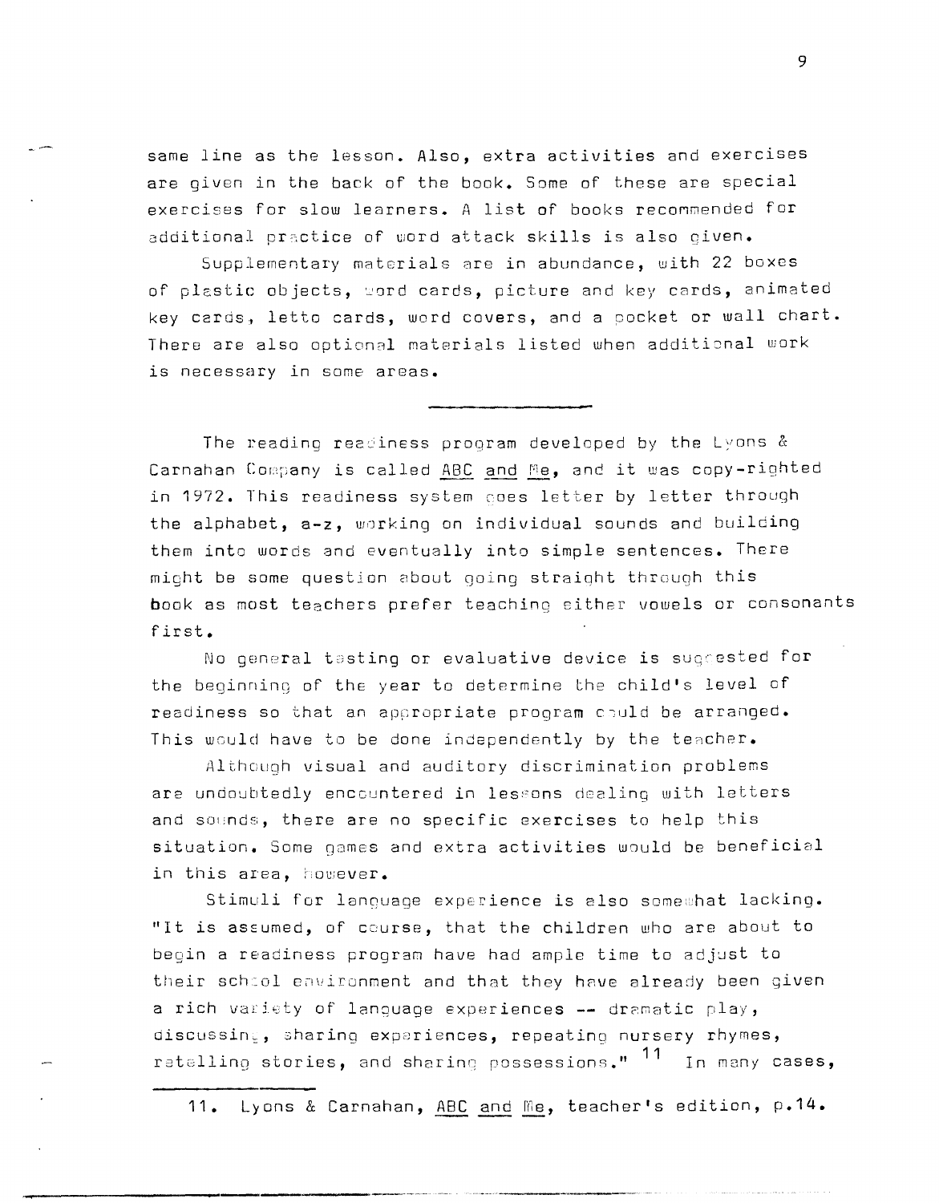same line as the lesson. Also, extra activities and exercises are given in the back of the book. Some of these are special exercises for slow learners. A list of books recommended for additional practice of word attack skills is also given.

Supplementary materials are in abundance, with 22 boxes of plastic objects, word cards, picture and key cards, animated key cards, letto cards, word covers, and a pocket or wall chart. There are also optional materials listed when additional work is necessary in some areas.

---

The reading readiness program developed by the Lyons & Carnahan Company is called ABC and Me, and it was copy-righted in 1972. This readiness system goes letter by letter through the alphabet, a-z, working on individual sounds and building them into words and eventually into simple sentences. There might be some question about going straight through this book as most teachers prefer teaching either vowels or consonants first.

No general testing or evaluative device is suggested for the beginning of the year to determine the child's level of readiness so that an appropriate program could be arranged. This would have to be done independently by the teacher.

Although visual and auditory discrimination problems are undoubtedly encountered in lessons dealing with letters and sounds, there are no specific exercises to help this situation. Some games and extra activities would be beneficial in this area, however.

Stimuli for language experience is also somewhat lacking. "It is assumed, of course, that the children who are about to begin a readiness program have had ample time to adjust to their school environment and that they have already been given a rich variety of language experiences -- dramatic play, discussing, sharing experiences, repeating nursery rhymes, retelling stories, and sharing possessions."[11] In many cases,

---

11. Lyons & Carnahan, ABC and Me, teacher's edition, p.14.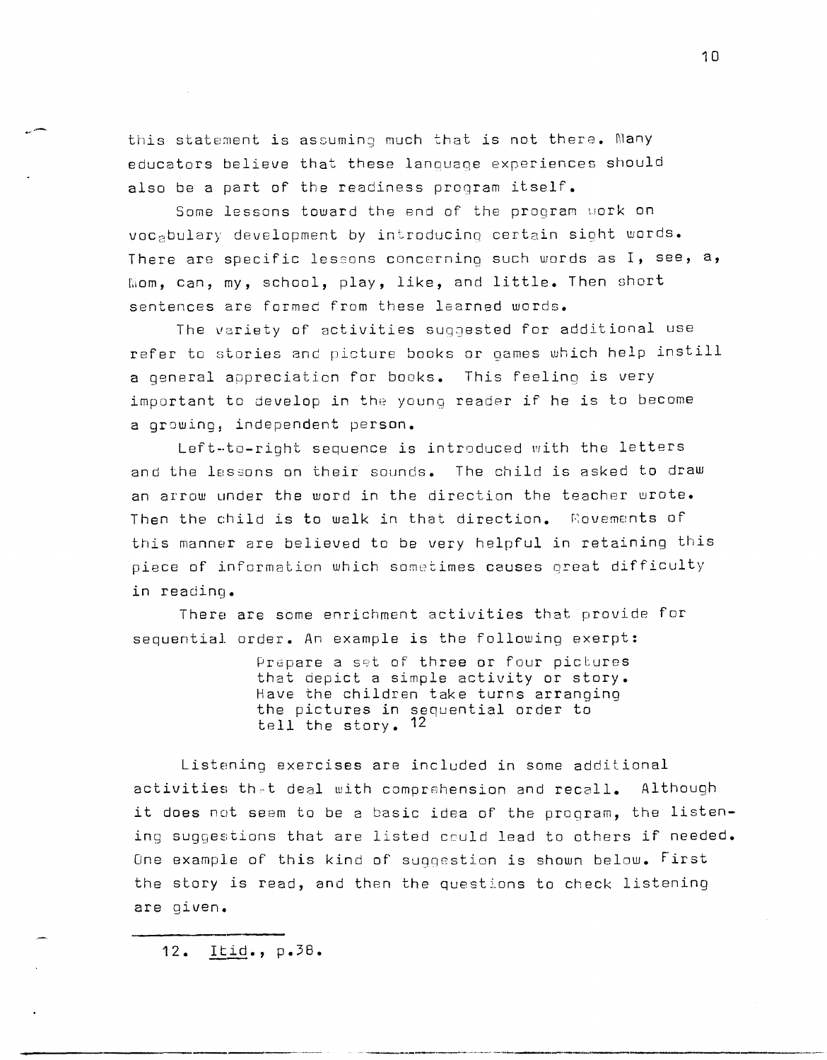this statement is assuming much that is not there. Many educators believe that these language experiences should also be a part of the readiness program itself.

Some lessons toward the end of the program work on vocabulary development by introducing certain sight words. There are specific lessons concerning such words as I, see, a, Mom, can, my, school, play, like, and little. Then short sentences are formed from these learned words.

The variety of activities suggested for additional use refer to stories and picture books or games which help instill a general appreciation for books. This feeling is very important to develop in the young reader if he is to become a growing, independent person.

Left-to-right sequence is introduced with the letters and the lessons on their sounds. The child is asked to draw an arrow under the word in the direction the teacher wrote. Then the child is to walk in that direction. Movements of this manner are believed to be very helpful in retaining this piece of information which sometimes causes great difficulty in reading.

There are some enrichment activities that provide for sequential order. An example is the following exerpt:

> Prepare a set of three or four pictures that depict a simple activity or story. Have the children take turns arranging the pictures in sequential order to tell the story. [12]

Listening exercises are included in some additional activities that deal with comprehension and recall. Although it does not seem to be a basic idea of the program, the listening suggestions that are listed could lead to others if needed. One example of this kind of suggestion is shown below. First the story is read, and then the questions to check listening are given.

---

12. Ibid., p.38.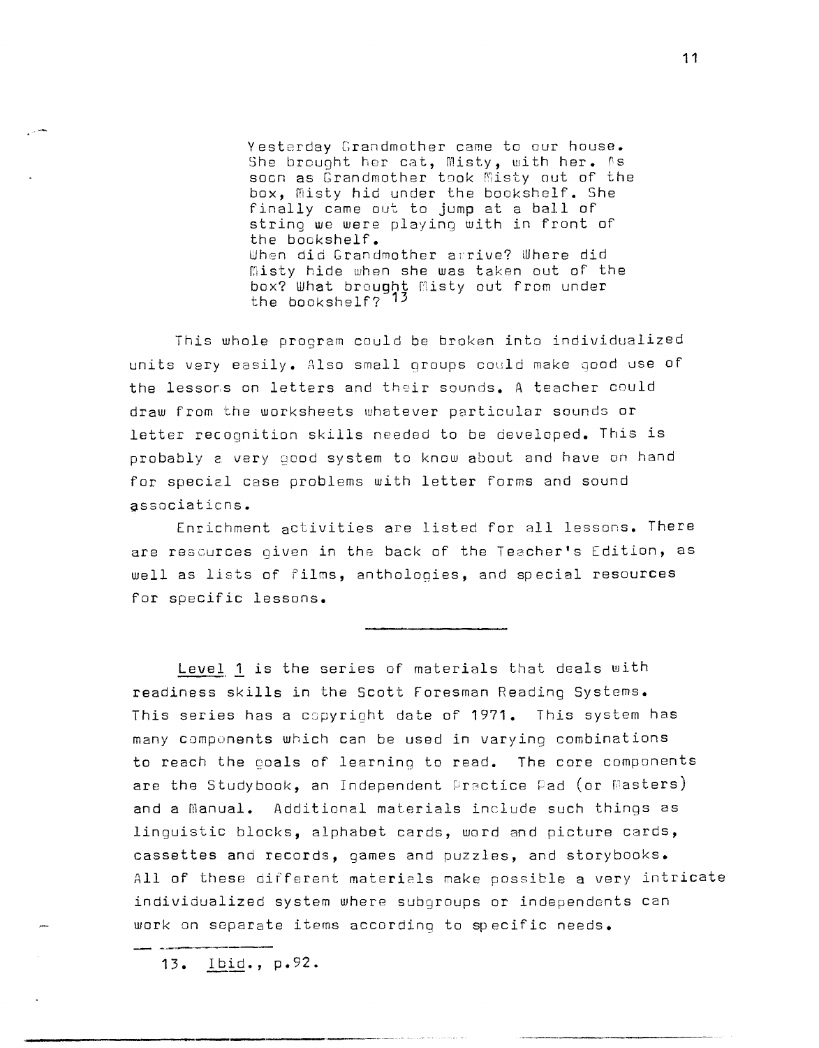> Yesterday Grandmother came to our house. She brought her cat, Misty, with her. As soon as Grandmother took Misty out of the box, Misty hid under the bookshelf. She finally came out to jump at a ball of string we were playing with in front of the bookshelf.
> When did Grandmother arrive? Where did Misty hide when she was taken out of the box? What brought Misty out from under the bookshelf? [13]

This whole program could be broken into individualized units very easily. Also small groups could make good use of the lessons on letters and their sounds. A teacher could draw from the worksheets whatever particular sounds or letter recognition skills needed to be developed. This is probably a very good system to know about and have on hand for special case problems with letter forms and sound associations.

Enrichment activities are listed for all lessons. There are resources given in the back of the Teacher's Edition, as well as lists of films, anthologies, and special resources for specific lessons.

---

Level 1 is the series of materials that deals with readiness skills in the Scott Foresman Reading Systems. This series has a copyright date of 1971. This system has many components which can be used in varying combinations to reach the goals of learning to read. The core components are the Studybook, an Independent Practice Pad (or Masters) and a Manual. Additional materials include such things as linguistic blocks, alphabet cards, word and picture cards, cassettes and records, games and puzzles, and storybooks. All of these different materials make possible a very intricate individualized system where subgroups or independents can work on separate items according to specific needs.

---

13. Ibid., p.92.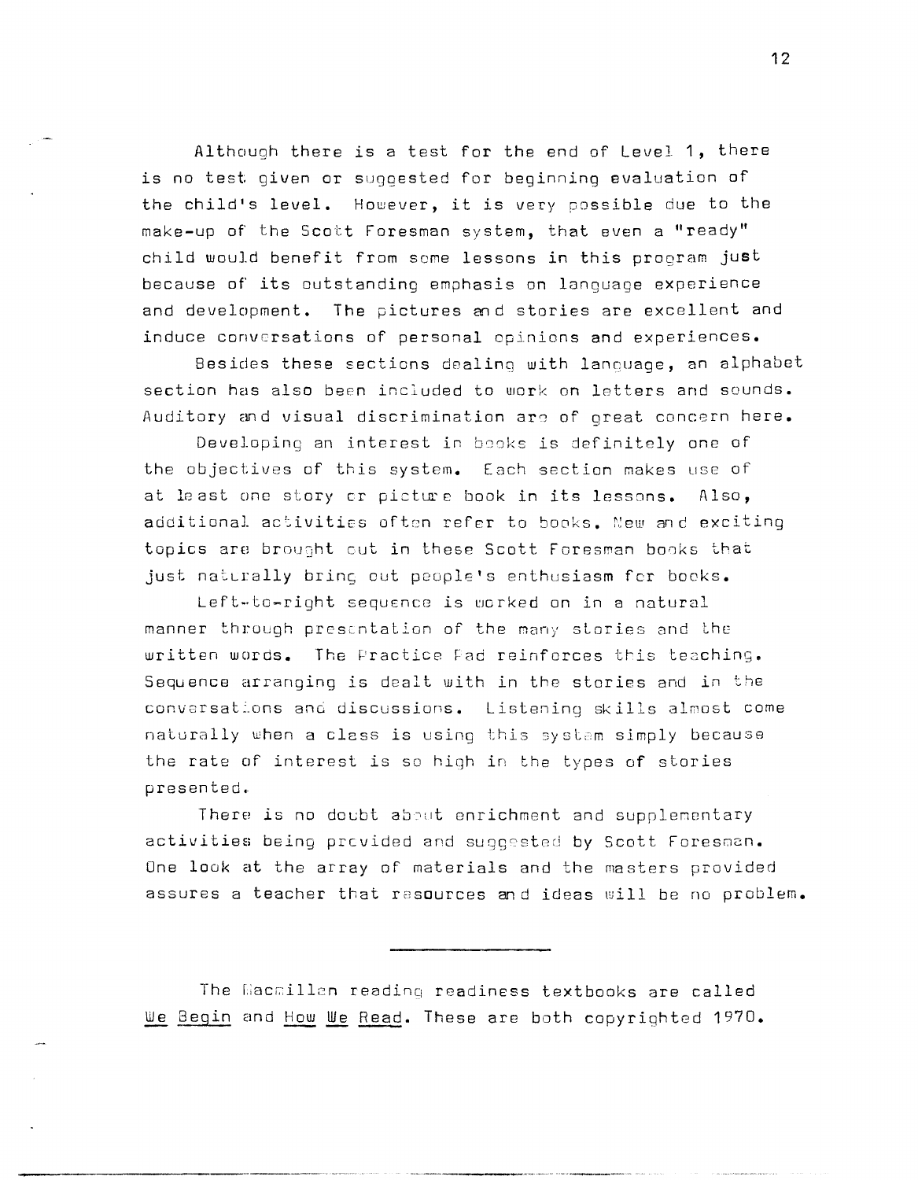Although there is a test for the end of Level 1, there is no test given or suggested for beginning evaluation of the child's level. However, it is very possible due to the make-up of the Scott Foresman system, that even a "ready" child would benefit from some lessons in this program just because of its outstanding emphasis on language experience and development. The pictures and stories are excellent and induce conversations of personal opinions and experiences.

Besides these sections dealing with language, an alphabet section has also been included to work on letters and sounds. Auditory and visual discrimination are of great concern here.

Developing an interest in books is definitely one of the objectives of this system. Each section makes use of at least one story or picture book in its lessons. Also, additional activities often refer to books. New and exciting topics are brought out in these Scott Foresman books that just naturally bring out people's enthusiasm for books.

Left-to-right sequence is worked on in a natural manner through presentation of the many stories and the written words. The Practice Pad reinforces this teaching. Sequence arranging is dealt with in the stories and in the conversations and discussions. Listening skills almost come naturally when a class is using this system simply because the rate of interest is so high in the types of stories presented.

There is no doubt about enrichment and supplementary activities being provided and suggested by Scott Foresman. One look at the array of materials and the masters provided assures a teacher that resources and ideas will be no problem.

---

The Macmillan reading readiness textbooks are called We Begin and How We Read. These are both copyrighted 1970.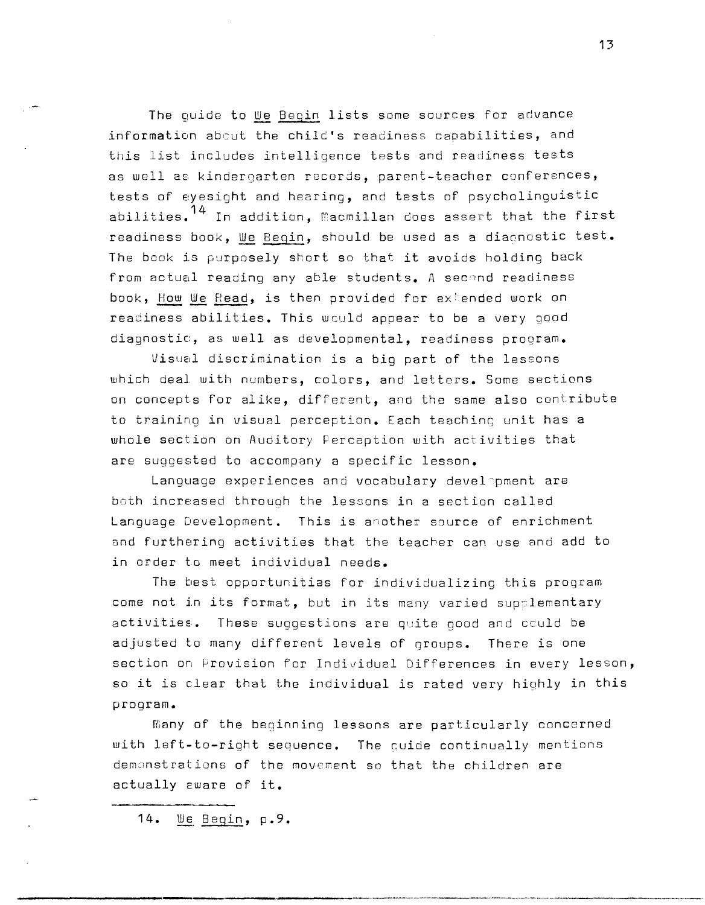The guide to We Begin lists some sources for advance information about the child's readiness capabilities, and this list includes intelligence tests and readiness tests as well as kindergarten records, parent-teacher conferences, tests of eyesight and hearing, and tests of psycholinguistic abilities.[14] In addition, Macmillan does assert that the first readiness book, We Begin, should be used as a diagnostic test. The book is purposely short so that it avoids holding back from actual reading any able students. A second readiness book, How We Read, is then provided for extended work on readiness abilities. This would appear to be a very good diagnostic, as well as developmental, readiness program.

Visual discrimination is a big part of the lessons which deal with numbers, colors, and letters. Some sections on concepts for alike, different, and the same also contribute to training in visual perception. Each teaching unit has a whole section on Auditory Perception with activities that are suggested to accompany a specific lesson.

Language experiences and vocabulary development are both increased through the lessons in a section called Language Development. This is another source of enrichment and furthering activities that the teacher can use and add to in order to meet individual needs.

The best opportunities for individualizing this program come not in its format, but in its many varied supplementary activities. These suggestions are quite good and could be adjusted to many different levels of groups. There is one section on Provision for Individual Differences in every lesson, so it is clear that the individual is rated very highly in this program.

Many of the beginning lessons are particularly concerned with left-to-right sequence. The guide continually mentions demonstrations of the movement so that the children are actually aware of it.

---

14. We Begin, p.9.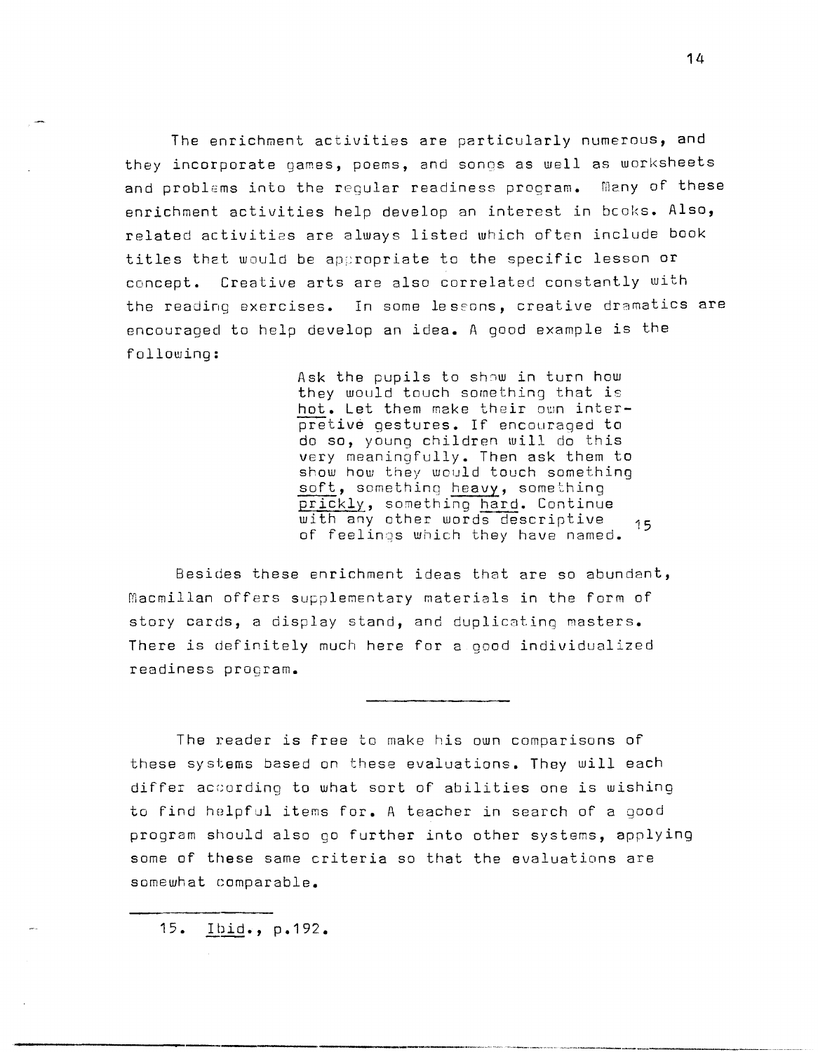The enrichment activities are particularly numerous, and they incorporate games, poems, and songs as well as worksheets and problems into the regular readiness program. Many of these enrichment activities help develop an interest in books. Also, related activities are always listed which often include book titles that would be appropriate to the specific lesson or concept. Creative arts are also correlated constantly with the reading exercises. In some lessons, creative dramatics are encouraged to help develop an idea. A good example is the following:

> Ask the pupils to show in turn how they would touch something that is <u>hot</u>. Let them make their own interpretive gestures. If encouraged to do so, young children will do this very meaningfully. Then ask them to show how they would touch something <u>soft</u>, something <u>heavy</u>, something <u>prickly</u>, something <u>hard</u>. Continue with any other words descriptive of feelings which they have named.[15]

Besides these enrichment ideas that are so abundant, Macmillan offers supplementary materials in the form of story cards, a display stand, and duplicating masters. There is definitely much here for a good individualized readiness program.

---

The reader is free to make his own comparisons of these systems based on these evaluations. They will each differ according to what sort of abilities one is wishing to find helpful items for. A teacher in search of a good program should also go further into other systems, applying some of these same criteria so that the evaluations are somewhat comparable.

---

15. <u>Ibid</u>., p.192.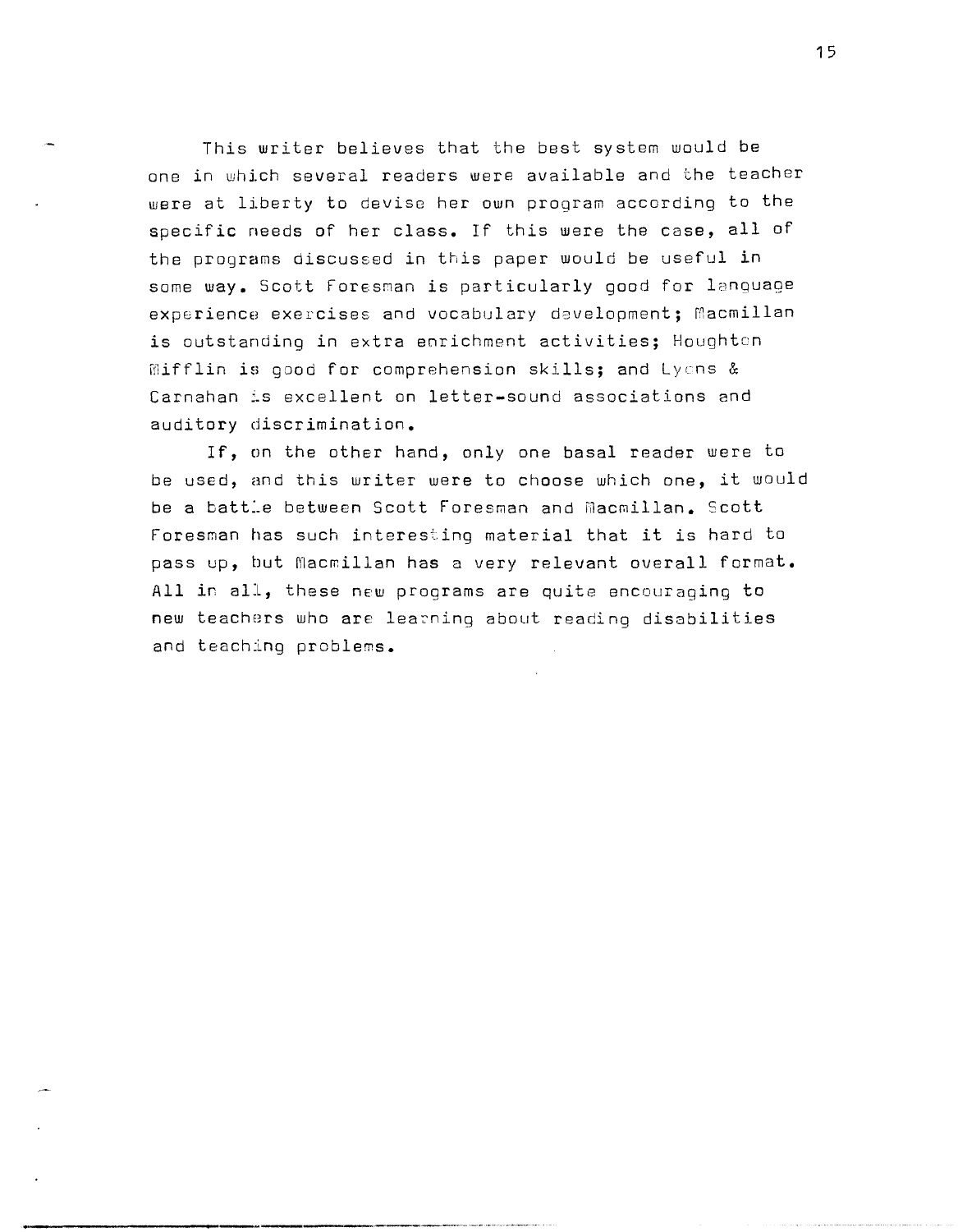This writer believes that the best system would be one in which several readers were available and the teacher were at liberty to devise her own program according to the specific needs of her class. If this were the case, all of the programs discussed in this paper would be useful in some way. Scott Foresman is particularly good for language experience exercises and vocabulary development; Macmillan is outstanding in extra enrichment activities; Houghton Mifflin is good for comprehension skills; and Lyons & Carnahan is excellent on letter-sound associations and auditory discrimination.

If, on the other hand, only one basal reader were to be used, and this writer were to choose which one, it would be a battle between Scott Foresman and Macmillan. Scott Foresman has such interesting material that it is hard to pass up, but Macmillan has a very relevant overall format. All in all, these new programs are quite encouraging to new teachers who are learning about reading disabilities and teaching problems.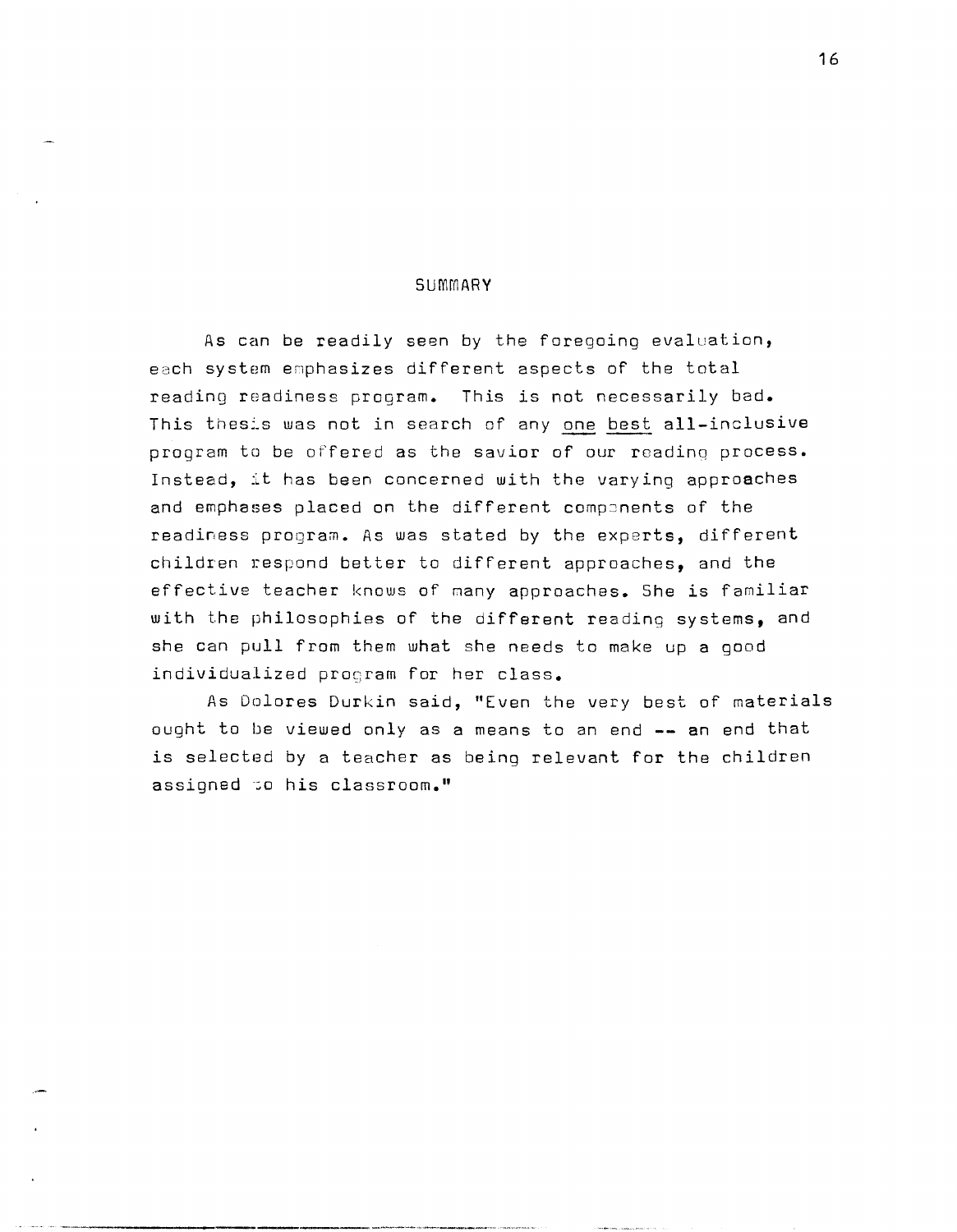## SUMMARY

As can be readily seen by the foregoing evaluation, each system emphasizes different aspects of the total reading readiness program. This is not necessarily bad. This thesis was not in search of any <u>one best</u> all-inclusive program to be offered as the savior of our reading process. Instead, it has been concerned with the varying approaches and emphases placed on the different components of the readiness program. As was stated by the experts, different children respond better to different approaches, and the effective teacher knows of many approaches. She is familiar with the philosophies of the different reading systems, and she can pull from them what she needs to make up a good individualized program for her class.

As Dolores Durkin said, "Even the very best of materials ought to be viewed only as a means to an end -- an end that is selected by a teacher as being relevant for the children assigned to his classroom."